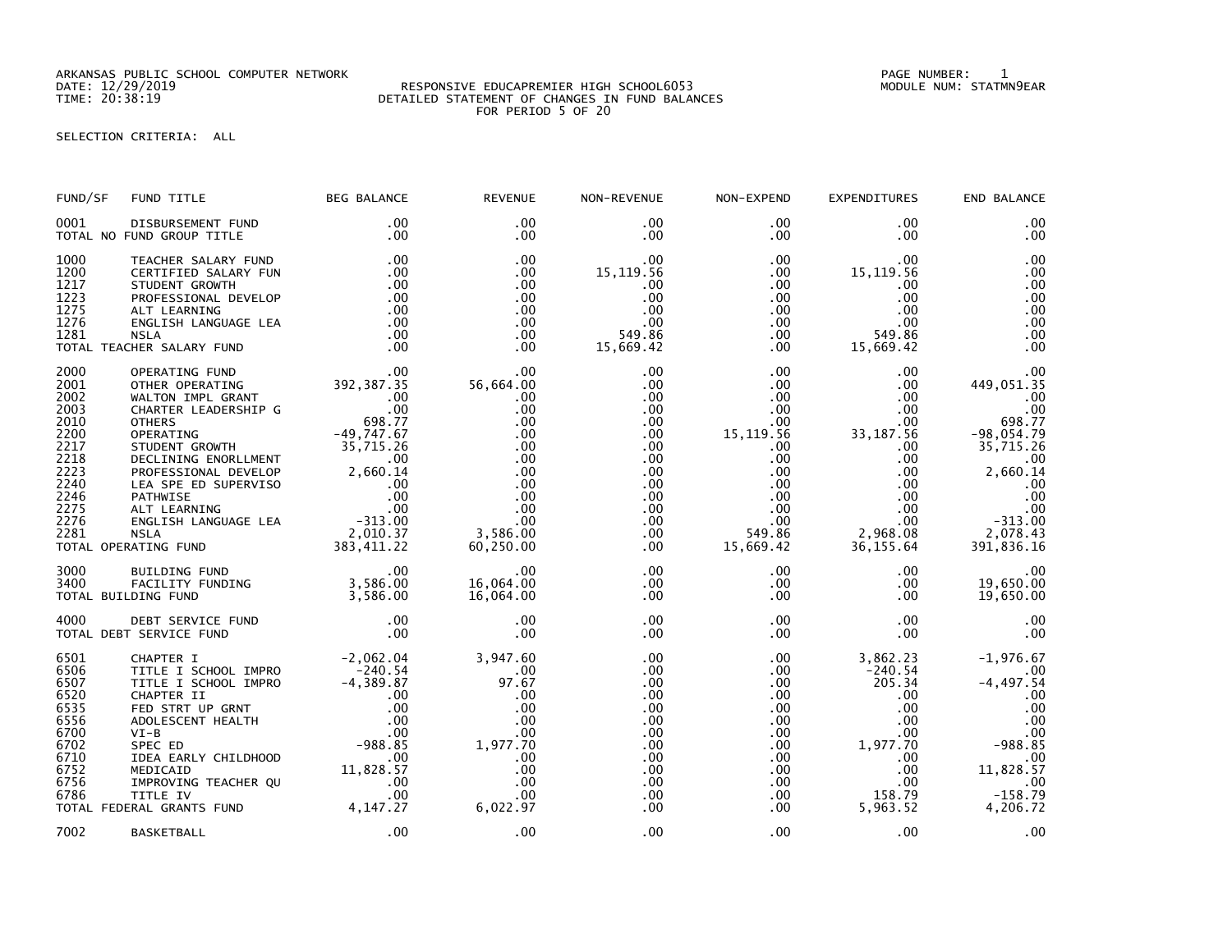ARKANSAS PUBLIC SCHOOL COMPUTER NETWORK
DATE: 12/29/2019
TIME: 20:38:19

RESPONSIVE EDUCAPREMIER HIGH SCHOOL6053
DETAILED STATEMENT OF CHANGES IN FUND BALANCES
FOR PERIOD 5 OF 20

PAGE NUMBER: 1
MODULE NUM: STATMN9EAR

SELECTION CRITERIA: ALL

| FUND/SF | FUND TITLE | BEG BALANCE | REVENUE | NON-REVENUE | NON-EXPEND | EXPENDITURES | END BALANCE |
|---|---|---|---|---|---|---|---|
| 0001 | DISBURSEMENT FUND | .00 | .00 | .00 | .00 | .00 | .00 |
| TOTAL NO FUND GROUP TITLE | | .00 | .00 | .00 | .00 | .00 | .00 |
| 1000 | TEACHER SALARY FUND | .00 | .00 | .00 | .00 | .00 | .00 |
| 1200 | CERTIFIED SALARY FUN | .00 | .00 | 15,119.56 | .00 | 15,119.56 | .00 |
| 1217 | STUDENT GROWTH | .00 | .00 | .00 | .00 | .00 | .00 |
| 1223 | PROFESSIONAL DEVELOP | .00 | .00 | .00 | .00 | .00 | .00 |
| 1275 | ALT LEARNING | .00 | .00 | .00 | .00 | .00 | .00 |
| 1276 | ENGLISH LANGUAGE LEA | .00 | .00 | .00 | .00 | .00 | .00 |
| 1281 | NSLA | .00 | .00 | 549.86 | .00 | 549.86 | .00 |
| TOTAL TEACHER SALARY FUND | | .00 | .00 | 15,669.42 | .00 | 15,669.42 | .00 |
| 2000 | OPERATING FUND | .00 | .00 | .00 | .00 | .00 | .00 |
| 2001 | OTHER OPERATING | 392,387.35 | 56,664.00 | .00 | .00 | .00 | 449,051.35 |
| 2002 | WALTON IMPL GRANT | .00 | .00 | .00 | .00 | .00 | .00 |
| 2003 | CHARTER LEADERSHIP G | .00 | .00 | .00 | .00 | .00 | .00 |
| 2010 | OTHERS | 698.77 | .00 | .00 | .00 | .00 | 698.77 |
| 2200 | OPERATING | -49,747.67 | .00 | .00 | 15,119.56 | 33,187.56 | -98,054.79 |
| 2217 | STUDENT GROWTH | 35,715.26 | .00 | .00 | .00 | .00 | 35,715.26 |
| 2218 | DECLINING ENORLLMENT | .00 | .00 | .00 | .00 | .00 | .00 |
| 2223 | PROFESSIONAL DEVELOP | 2,660.14 | .00 | .00 | .00 | .00 | 2,660.14 |
| 2240 | LEA SPE ED SUPERVISO | .00 | .00 | .00 | .00 | .00 | .00 |
| 2246 | PATHWISE | .00 | .00 | .00 | .00 | .00 | .00 |
| 2275 | ALT LEARNING | .00 | .00 | .00 | .00 | .00 | .00 |
| 2276 | ENGLISH LANGUAGE LEA | -313.00 | .00 | .00 | .00 | .00 | -313.00 |
| 2281 | NSLA | 2,010.37 | 3,586.00 | .00 | 549.86 | 2,968.08 | 2,078.43 |
| TOTAL OPERATING FUND | | 383,411.22 | 60,250.00 | .00 | 15,669.42 | 36,155.64 | 391,836.16 |
| 3000 | BUILDING FUND | .00 | .00 | .00 | .00 | .00 | .00 |
| 3400 | FACILITY FUNDING | 3,586.00 | 16,064.00 | .00 | .00 | .00 | 19,650.00 |
| TOTAL BUILDING FUND | | 3,586.00 | 16,064.00 | .00 | .00 | .00 | 19,650.00 |
| 4000 | DEBT SERVICE FUND | .00 | .00 | .00 | .00 | .00 | .00 |
| TOTAL DEBT SERVICE FUND | | .00 | .00 | .00 | .00 | .00 | .00 |
| 6501 | CHAPTER I | -2,062.04 | 3,947.60 | .00 | .00 | 3,862.23 | -1,976.67 |
| 6506 | TITLE I SCHOOL IMPRO | -240.54 | .00 | .00 | .00 | -240.54 | .00 |
| 6507 | TITLE I SCHOOL IMPRO | -4,389.87 | 97.67 | .00 | .00 | 205.34 | -4,497.54 |
| 6520 | CHAPTER II | .00 | .00 | .00 | .00 | .00 | .00 |
| 6535 | FED STRT UP GRNT | .00 | .00 | .00 | .00 | .00 | .00 |
| 6556 | ADOLESCENT HEALTH | .00 | .00 | .00 | .00 | .00 | .00 |
| 6700 | VI-B | .00 | .00 | .00 | .00 | .00 | .00 |
| 6702 | SPEC ED | -988.85 | 1,977.70 | .00 | .00 | 1,977.70 | -988.85 |
| 6710 | IDEA EARLY CHILDHOOD | .00 | .00 | .00 | .00 | .00 | .00 |
| 6752 | MEDICAID | 11,828.57 | .00 | .00 | .00 | .00 | 11,828.57 |
| 6756 | IMPROVING TEACHER QU | .00 | .00 | .00 | .00 | .00 | .00 |
| 6786 | TITLE IV | .00 | .00 | .00 | .00 | 158.79 | -158.79 |
| TOTAL FEDERAL GRANTS FUND | | 4,147.27 | 6,022.97 | .00 | .00 | 5,963.52 | 4,206.72 |
| 7002 | BASKETBALL | .00 | .00 | .00 | .00 | .00 | .00 |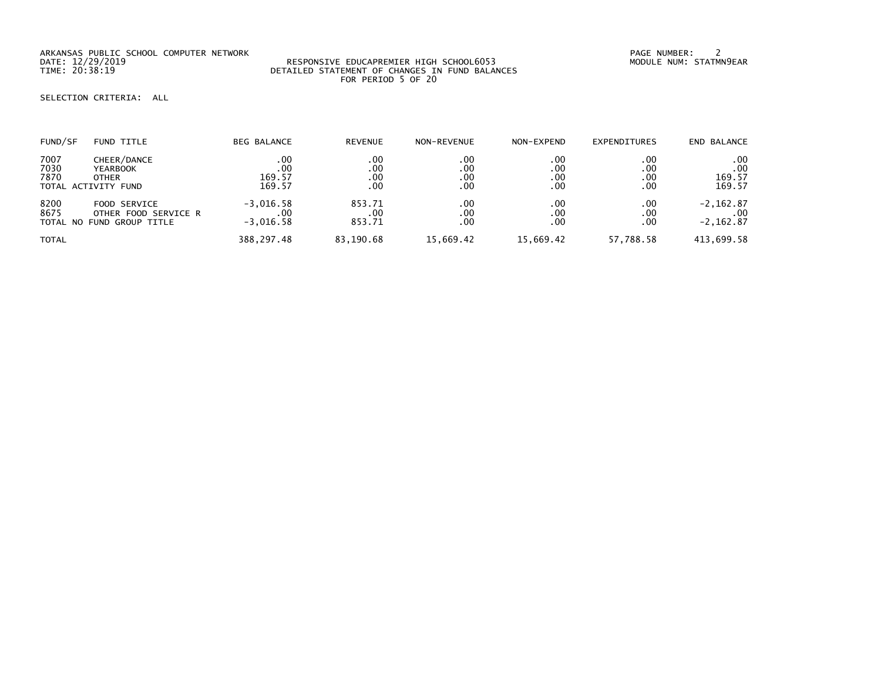ARKANSAS PUBLIC SCHOOL COMPUTER NETWORK
DATE: 12/29/2019
TIME: 20:38:19

RESPONSIVE EDUCAPREMIER HIGH SCHOOL6053
DETAILED STATEMENT OF CHANGES IN FUND BALANCES
FOR PERIOD 5 OF 20

PAGE NUMBER: 2
MODULE NUM: STATMN9EAR

SELECTION CRITERIA: ALL

| FUND/SF | FUND TITLE | BEG BALANCE | REVENUE | NON-REVENUE | NON-EXPEND | EXPENDITURES | END BALANCE |
|---|---|---|---|---|---|---|---|
| 7007 | CHEER/DANCE | .00 | .00 | .00 | .00 | .00 | .00 |
| 7030 | YEARBOOK | .00 | .00 | .00 | .00 | .00 | .00 |
| 7870 | OTHER | 169.57 | .00 | .00 | .00 | .00 | 169.57 |
| TOTAL ACTIVITY FUND | | 169.57 | .00 | .00 | .00 | .00 | 169.57 |
| 8200 | FOOD SERVICE | -3,016.58 | 853.71 | .00 | .00 | .00 | -2,162.87 |
| 8675 | OTHER FOOD SERVICE R | .00 | .00 | .00 | .00 | .00 | .00 |
| TOTAL NO FUND GROUP TITLE | | -3,016.58 | 853.71 | .00 | .00 | .00 | -2,162.87 |
| TOTAL | | 388,297.48 | 83,190.68 | 15,669.42 | 15,669.42 | 57,788.58 | 413,699.58 |